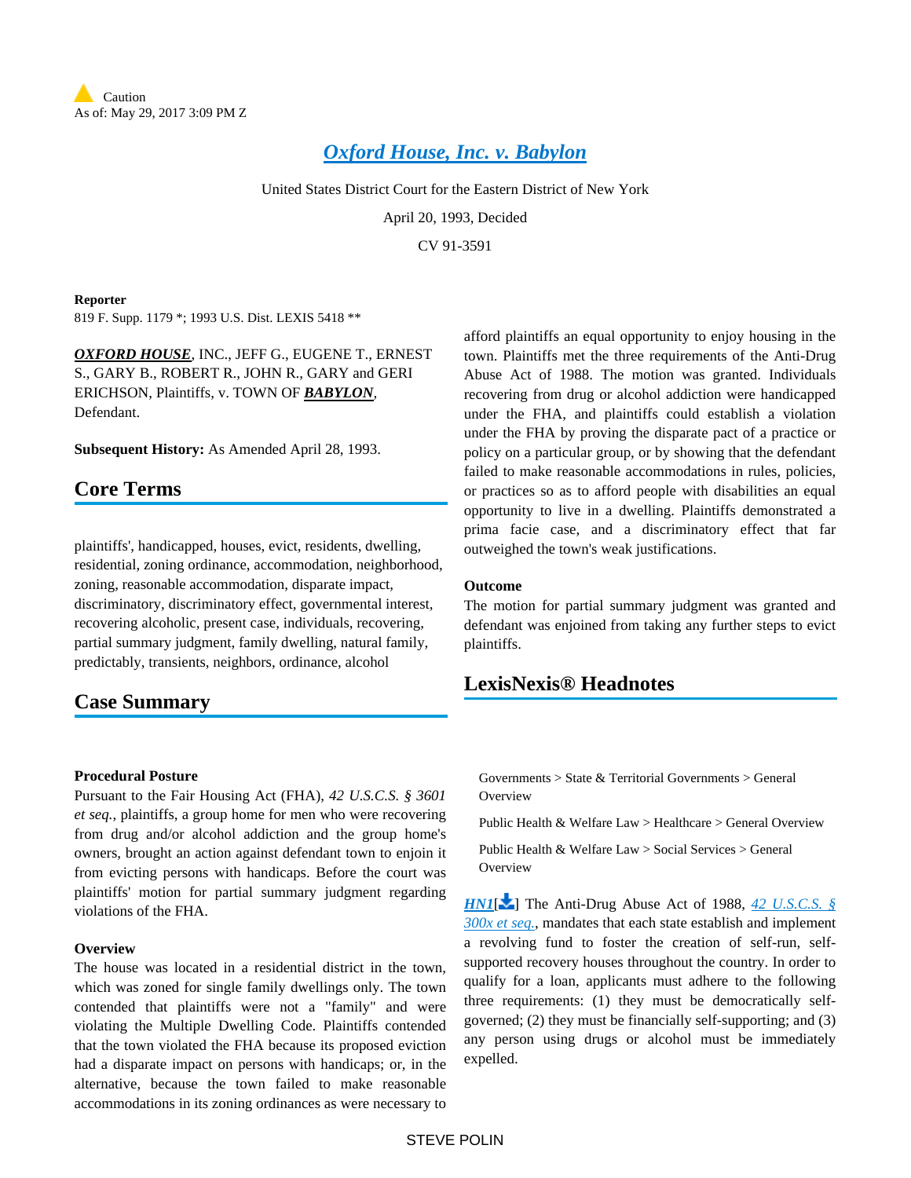Caution
As of: May 29, 2017 3:09 PM Z

# Oxford House, Inc. v. Babylon

United States District Court for the Eastern District of New York

April 20, 1993, Decided

CV 91-3591

**Reporter**
819 F. Supp. 1179 *; 1993 U.S. Dist. LEXIS 5418 **

***OXFORD HOUSE***, INC., JEFF G., EUGENE T., ERNEST S., GARY B., ROBERT R., JOHN R., GARY and GERI ERICHSON, Plaintiffs, v. TOWN OF ***BABYLON***, Defendant.

**Subsequent History:** As Amended April 28, 1993.

## Core Terms

plaintiffs', handicapped, houses, evict, residents, dwelling, residential, zoning ordinance, accommodation, neighborhood, zoning, reasonable accommodation, disparate impact, discriminatory, discriminatory effect, governmental interest, recovering alcoholic, present case, individuals, recovering, partial summary judgment, family dwelling, natural family, predictably, transients, neighbors, ordinance, alcohol

## Case Summary

### Procedural Posture

Pursuant to the Fair Housing Act (FHA), *42 U.S.C.S. § 3601 et seq.*, plaintiffs, a group home for men who were recovering from drug and/or alcohol addiction and the group home's owners, brought an action against defendant town to enjoin it from evicting persons with handicaps. Before the court was plaintiffs' motion for partial summary judgment regarding violations of the FHA.

### Overview

The house was located in a residential district in the town, which was zoned for single family dwellings only. The town contended that plaintiffs were not a "family" and were violating the Multiple Dwelling Code. Plaintiffs contended that the town violated the FHA because its proposed eviction had a disparate impact on persons with handicaps; or, in the alternative, because the town failed to make reasonable accommodations in its zoning ordinances as were necessary to afford plaintiffs an equal opportunity to enjoy housing in the town. Plaintiffs met the three requirements of the Anti-Drug Abuse Act of 1988. The motion was granted. Individuals recovering from drug or alcohol addiction were handicapped under the FHA, and plaintiffs could establish a violation under the FHA by proving the disparate pact of a practice or policy on a particular group, or by showing that the defendant failed to make reasonable accommodations in rules, policies, or practices so as to afford people with disabilities an equal opportunity to live in a dwelling. Plaintiffs demonstrated a prima facie case, and a discriminatory effect that far outweighed the town's weak justifications.

### Outcome

The motion for partial summary judgment was granted and defendant was enjoined from taking any further steps to evict plaintiffs.

## LexisNexis® Headnotes

Governments > State & Territorial Governments > General Overview

Public Health & Welfare Law > Healthcare > General Overview

Public Health & Welfare Law > Social Services > General Overview

HN1[] The Anti-Drug Abuse Act of 1988, 42 U.S.C.S. § 300x et seq., mandates that each state establish and implement a revolving fund to foster the creation of self-run, self-supported recovery houses throughout the country. In order to qualify for a loan, applicants must adhere to the following three requirements: (1) they must be democratically self-governed; (2) they must be financially self-supporting; and (3) any person using drugs or alcohol must be immediately expelled.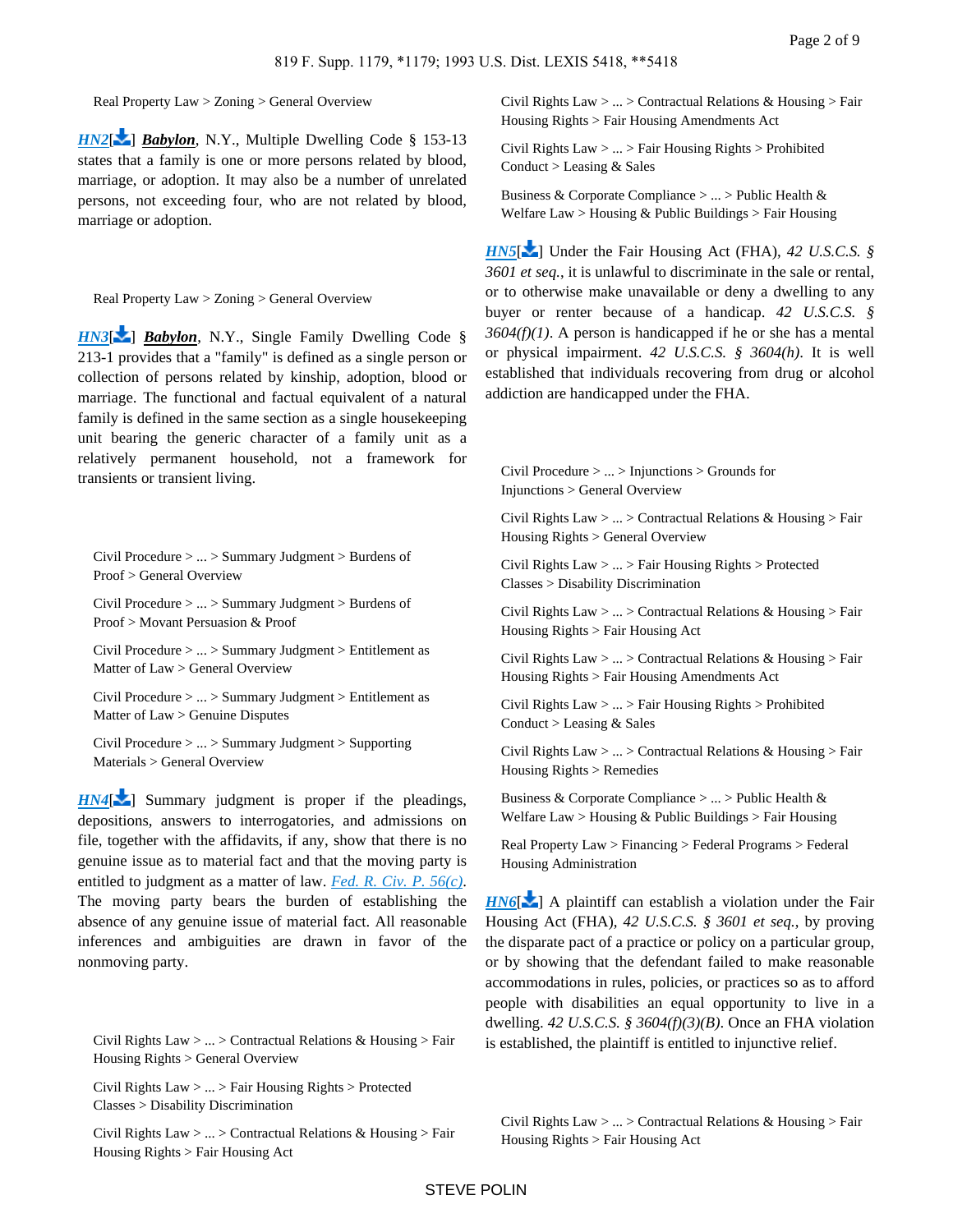Real Property Law > Zoning > General Overview

*HN2*[] ***Babylon***, N.Y., Multiple Dwelling Code § 153-13 states that a family is one or more persons related by blood, marriage, or adoption. It may also be a number of unrelated persons, not exceeding four, who are not related by blood, marriage or adoption.

Real Property Law > Zoning > General Overview

*HN3*[] ***Babylon***, N.Y., Single Family Dwelling Code § 213-1 provides that a "family" is defined as a single person or collection of persons related by kinship, adoption, blood or marriage. The functional and factual equivalent of a natural family is defined in the same section as a single housekeeping unit bearing the generic character of a family unit as a relatively permanent household, not a framework for transients or transient living.

Civil Procedure > ... > Summary Judgment > Burdens of Proof > General Overview

Civil Procedure > ... > Summary Judgment > Burdens of Proof > Movant Persuasion & Proof

Civil Procedure > ... > Summary Judgment > Entitlement as Matter of Law > General Overview

Civil Procedure > ... > Summary Judgment > Entitlement as Matter of Law > Genuine Disputes

Civil Procedure > ... > Summary Judgment > Supporting Materials > General Overview

*HN4*[] Summary judgment is proper if the pleadings, depositions, answers to interrogatories, and admissions on file, together with the affidavits, if any, show that there is no genuine issue as to material fact and that the moving party is entitled to judgment as a matter of law. *Fed. R. Civ. P. 56(c)*. The moving party bears the burden of establishing the absence of any genuine issue of material fact. All reasonable inferences and ambiguities are drawn in favor of the nonmoving party.

Civil Rights Law > ... > Contractual Relations & Housing > Fair Housing Rights > General Overview

Civil Rights Law > ... > Fair Housing Rights > Protected Classes > Disability Discrimination

Civil Rights Law > ... > Contractual Relations & Housing > Fair Housing Rights > Fair Housing Act

Civil Rights Law > ... > Contractual Relations & Housing > Fair Housing Rights > Fair Housing Amendments Act

Civil Rights Law > ... > Fair Housing Rights > Prohibited Conduct > Leasing & Sales

Business & Corporate Compliance > ... > Public Health & Welfare Law > Housing & Public Buildings > Fair Housing

*HN5*[] Under the Fair Housing Act (FHA), *42 U.S.C.S. § 3601 et seq.*, it is unlawful to discriminate in the sale or rental, or to otherwise make unavailable or deny a dwelling to any buyer or renter because of a handicap. *42 U.S.C.S. § 3604(f)(1)*. A person is handicapped if he or she has a mental or physical impairment. *42 U.S.C.S. § 3604(h)*. It is well established that individuals recovering from drug or alcohol addiction are handicapped under the FHA.

Civil Procedure > ... > Injunctions > Grounds for Injunctions > General Overview

Civil Rights Law > ... > Contractual Relations & Housing > Fair Housing Rights > General Overview

Civil Rights Law > ... > Fair Housing Rights > Protected Classes > Disability Discrimination

Civil Rights Law > ... > Contractual Relations & Housing > Fair Housing Rights > Fair Housing Act

Civil Rights Law > ... > Contractual Relations & Housing > Fair Housing Rights > Fair Housing Amendments Act

Civil Rights Law > ... > Fair Housing Rights > Prohibited Conduct > Leasing & Sales

Civil Rights Law > ... > Contractual Relations & Housing > Fair Housing Rights > Remedies

Business & Corporate Compliance > ... > Public Health & Welfare Law > Housing & Public Buildings > Fair Housing

Real Property Law > Financing > Federal Programs > Federal Housing Administration

*HN6*[] A plaintiff can establish a violation under the Fair Housing Act (FHA), *42 U.S.C.S. § 3601 et seq.*, by proving the disparate pact of a practice or policy on a particular group, or by showing that the defendant failed to make reasonable accommodations in rules, policies, or practices so as to afford people with disabilities an equal opportunity to live in a dwelling. *42 U.S.C.S. § 3604(f)(3)(B)*. Once an FHA violation is established, the plaintiff is entitled to injunctive relief.

Civil Rights Law > ... > Contractual Relations & Housing > Fair Housing Rights > Fair Housing Act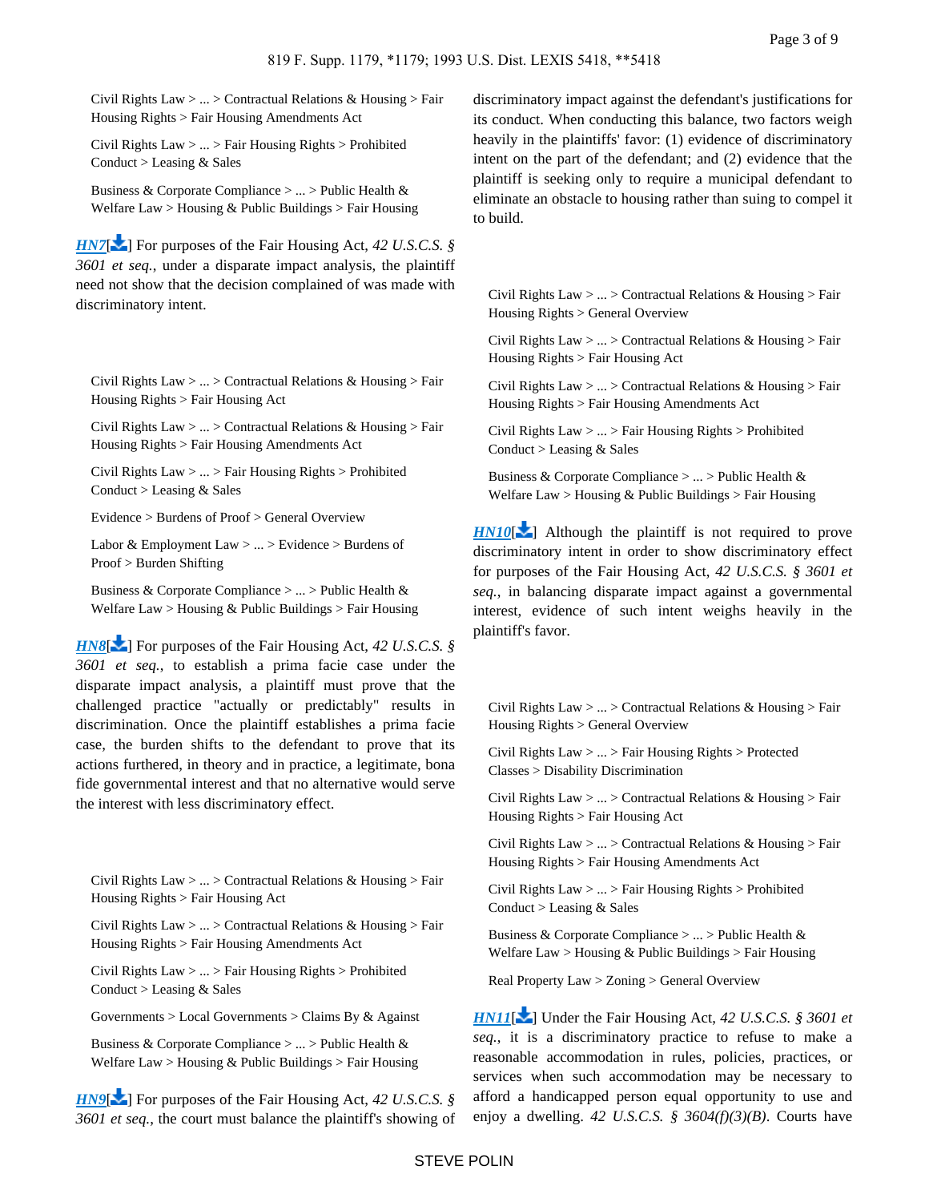Civil Rights Law > ... > Contractual Relations & Housing > Fair Housing Rights > Fair Housing Amendments Act

Civil Rights Law > ... > Fair Housing Rights > Prohibited Conduct > Leasing & Sales

Business & Corporate Compliance > ... > Public Health & Welfare Law > Housing & Public Buildings > Fair Housing

*HN7*[] For purposes of the Fair Housing Act, *42 U.S.C.S. § 3601 et seq.*, under a disparate impact analysis, the plaintiff need not show that the decision complained of was made with discriminatory intent.

Civil Rights Law > ... > Contractual Relations & Housing > Fair Housing Rights > Fair Housing Act

Civil Rights Law > ... > Contractual Relations & Housing > Fair Housing Rights > Fair Housing Amendments Act

Civil Rights Law > ... > Fair Housing Rights > Prohibited Conduct > Leasing & Sales

Evidence > Burdens of Proof > General Overview

Labor & Employment Law > ... > Evidence > Burdens of Proof > Burden Shifting

Business & Corporate Compliance > ... > Public Health & Welfare Law > Housing & Public Buildings > Fair Housing

*HN8*[] For purposes of the Fair Housing Act, *42 U.S.C.S. § 3601 et seq.*, to establish a prima facie case under the disparate impact analysis, a plaintiff must prove that the challenged practice "actually or predictably" results in discrimination. Once the plaintiff establishes a prima facie case, the burden shifts to the defendant to prove that its actions furthered, in theory and in practice, a legitimate, bona fide governmental interest and that no alternative would serve the interest with less discriminatory effect.

Civil Rights Law > ... > Contractual Relations & Housing > Fair Housing Rights > Fair Housing Act

Civil Rights Law > ... > Contractual Relations & Housing > Fair Housing Rights > Fair Housing Amendments Act

Civil Rights Law > ... > Fair Housing Rights > Prohibited Conduct > Leasing & Sales

Governments > Local Governments > Claims By & Against

Business & Corporate Compliance > ... > Public Health & Welfare Law > Housing & Public Buildings > Fair Housing

*HN9*[] For purposes of the Fair Housing Act, *42 U.S.C.S. § 3601 et seq.*, the court must balance the plaintiff's showing of discriminatory impact against the defendant's justifications for its conduct. When conducting this balance, two factors weigh heavily in the plaintiffs' favor: (1) evidence of discriminatory intent on the part of the defendant; and (2) evidence that the plaintiff is seeking only to require a municipal defendant to eliminate an obstacle to housing rather than suing to compel it to build.

Civil Rights Law > ... > Contractual Relations & Housing > Fair Housing Rights > General Overview

Civil Rights Law > ... > Contractual Relations & Housing > Fair Housing Rights > Fair Housing Act

Civil Rights Law > ... > Contractual Relations & Housing > Fair Housing Rights > Fair Housing Amendments Act

Civil Rights Law > ... > Fair Housing Rights > Prohibited Conduct > Leasing & Sales

Business & Corporate Compliance > ... > Public Health & Welfare Law > Housing & Public Buildings > Fair Housing

*HN10*[] Although the plaintiff is not required to prove discriminatory intent in order to show discriminatory effect for purposes of the Fair Housing Act, *42 U.S.C.S. § 3601 et seq.*, in balancing disparate impact against a governmental interest, evidence of such intent weighs heavily in the plaintiff's favor.

Civil Rights Law > ... > Contractual Relations & Housing > Fair Housing Rights > General Overview

Civil Rights Law > ... > Fair Housing Rights > Protected Classes > Disability Discrimination

Civil Rights Law > ... > Contractual Relations & Housing > Fair Housing Rights > Fair Housing Act

Civil Rights Law > ... > Contractual Relations & Housing > Fair Housing Rights > Fair Housing Amendments Act

Civil Rights Law > ... > Fair Housing Rights > Prohibited Conduct > Leasing & Sales

Business & Corporate Compliance > ... > Public Health & Welfare Law > Housing & Public Buildings > Fair Housing

Real Property Law > Zoning > General Overview

*HN11*[] Under the Fair Housing Act, *42 U.S.C.S. § 3601 et seq.*, it is a discriminatory practice to refuse to make a reasonable accommodation in rules, policies, practices, or services when such accommodation may be necessary to afford a handicapped person equal opportunity to use and enjoy a dwelling. *42 U.S.C.S. § 3604(f)(3)(B)*. Courts have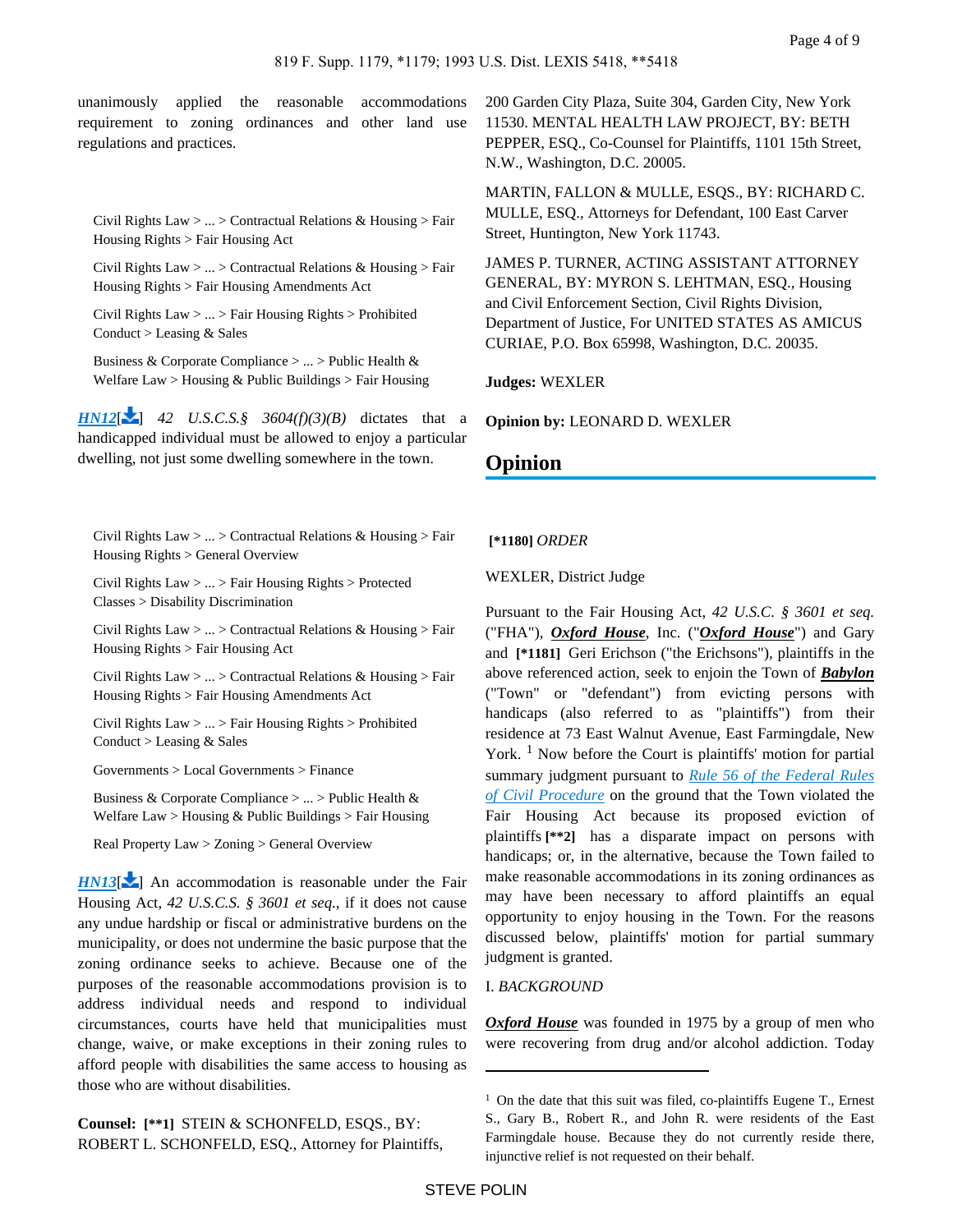unanimously applied the reasonable accommodations requirement to zoning ordinances and other land use regulations and practices.

Civil Rights Law > ... > Contractual Relations & Housing > Fair Housing Rights > Fair Housing Act

Civil Rights Law > ... > Contractual Relations & Housing > Fair Housing Rights > Fair Housing Amendments Act

Civil Rights Law > ... > Fair Housing Rights > Prohibited Conduct > Leasing & Sales

Business & Corporate Compliance > ... > Public Health & Welfare Law > Housing & Public Buildings > Fair Housing

*HN12*[] *42 U.S.C.S.§ 3604(f)(3)(B)* dictates that a handicapped individual must be allowed to enjoy a particular dwelling, not just some dwelling somewhere in the town.

Civil Rights Law > ... > Contractual Relations & Housing > Fair Housing Rights > General Overview

Civil Rights Law > ... > Fair Housing Rights > Protected Classes > Disability Discrimination

Civil Rights Law > ... > Contractual Relations & Housing > Fair Housing Rights > Fair Housing Act

Civil Rights Law > ... > Contractual Relations & Housing > Fair Housing Rights > Fair Housing Amendments Act

Civil Rights Law > ... > Fair Housing Rights > Prohibited Conduct > Leasing & Sales

Governments > Local Governments > Finance

Business & Corporate Compliance > ... > Public Health & Welfare Law > Housing & Public Buildings > Fair Housing

Real Property Law > Zoning > General Overview

*HN13*[] An accommodation is reasonable under the Fair Housing Act, *42 U.S.C.S. § 3601 et seq.*, if it does not cause any undue hardship or fiscal or administrative burdens on the municipality, or does not undermine the basic purpose that the zoning ordinance seeks to achieve. Because one of the purposes of the reasonable accommodations provision is to address individual needs and respond to individual circumstances, courts have held that municipalities must change, waive, or make exceptions in their zoning rules to afford people with disabilities the same access to housing as those who are without disabilities.

**Counsel:** **[\*\*1]** STEIN & SCHONFELD, ESQS., BY: ROBERT L. SCHONFELD, ESQ., Attorney for Plaintiffs, 200 Garden City Plaza, Suite 304, Garden City, New York 11530. MENTAL HEALTH LAW PROJECT, BY: BETH PEPPER, ESQ., Co-Counsel for Plaintiffs, 1101 15th Street, N.W., Washington, D.C. 20005.

MARTIN, FALLON & MULLE, ESQS., BY: RICHARD C. MULLE, ESQ., Attorneys for Defendant, 100 East Carver Street, Huntington, New York 11743.

JAMES P. TURNER, ACTING ASSISTANT ATTORNEY GENERAL, BY: MYRON S. LEHTMAN, ESQ., Housing and Civil Enforcement Section, Civil Rights Division, Department of Justice, For UNITED STATES AS AMICUS CURIAE, P.O. Box 65998, Washington, D.C. 20035.

**Judges:** WEXLER

**Opinion by:** LEONARD D. WEXLER

## Opinion

**[\*1180]** *ORDER*

WEXLER, District Judge

Pursuant to the Fair Housing Act, *42 U.S.C. § 3601 et seq.* ("FHA"), ***Oxford House***, Inc. ("***Oxford House***") and Gary and **[\*1181]** Geri Erichson ("the Erichsons"), plaintiffs in the above referenced action, seek to enjoin the Town of ***Babylon*** ("Town" or "defendant") from evicting persons with handicaps (also referred to as "plaintiffs") from their residence at 73 East Walnut Avenue, East Farmingdale, New York. [1] Now before the Court is plaintiffs' motion for partial summary judgment pursuant to *Rule 56 of the Federal Rules of Civil Procedure* on the ground that the Town violated the Fair Housing Act because its proposed eviction of plaintiffs **[\*\*2]** has a disparate impact on persons with handicaps; or, in the alternative, because the Town failed to make reasonable accommodations in its zoning ordinances as may have been necessary to afford plaintiffs an equal opportunity to enjoy housing in the Town. For the reasons discussed below, plaintiffs' motion for partial summary judgment is granted.

I. *BACKGROUND*

***Oxford House*** was founded in 1975 by a group of men who were recovering from drug and/or alcohol addiction. Today

---

[1] On the date that this suit was filed, co-plaintiffs Eugene T., Ernest S., Gary B., Robert R., and John R. were residents of the East Farmingdale house. Because they do not currently reside there, injunctive relief is not requested on their behalf.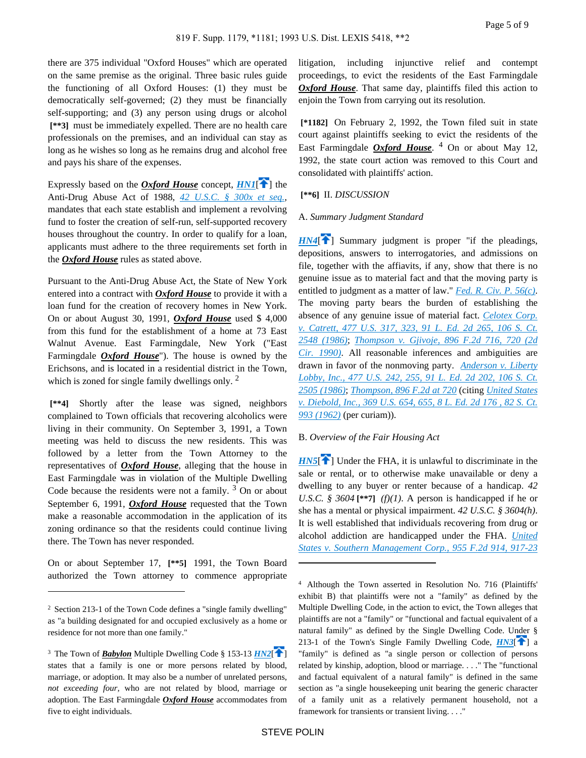there are 375 individual "Oxford Houses" which are operated on the same premise as the original. Three basic rules guide the functioning of all Oxford Houses: (1) they must be democratically self-governed; (2) they must be financially self-supporting; and (3) any person using drugs or alcohol **[\*\*3]** must be immediately expelled. There are no health care professionals on the premises, and an individual can stay as long as he wishes so long as he remains drug and alcohol free and pays his share of the expenses.

Expressly based on the ***Oxford House*** concept, HN1[] the Anti-Drug Abuse Act of 1988, *42 U.S.C. § 300x et seq.*, mandates that each state establish and implement a revolving fund to foster the creation of self-run, self-supported recovery houses throughout the country. In order to qualify for a loan, applicants must adhere to the three requirements set forth in the ***Oxford House*** rules as stated above.

Pursuant to the Anti-Drug Abuse Act, the State of New York entered into a contract with ***Oxford House*** to provide it with a loan fund for the creation of recovery homes in New York. On or about August 30, 1991, ***Oxford House*** used $ 4,000 from this fund for the establishment of a home at 73 East Walnut Avenue. East Farmingdale, New York ("East Farmingdale ***Oxford House***"). The house is owned by the Erichsons, and is located in a residential district in the Town, which is zoned for single family dwellings only. [2]

**[\*\*4]** Shortly after the lease was signed, neighbors complained to Town officials that recovering alcoholics were living in their community. On September 3, 1991, a Town meeting was held to discuss the new residents. This was followed by a letter from the Town Attorney to the representatives of ***Oxford House***, alleging that the house in East Farmingdale was in violation of the Multiple Dwelling Code because the residents were not a family. [3] On or about September 6, 1991, ***Oxford House*** requested that the Town make a reasonable accommodation in the application of its zoning ordinance so that the residents could continue living there. The Town has never responded.

On or about September 17, **[\*\*5]** 1991, the Town Board authorized the Town attorney to commence appropriate litigation, including injunctive relief and contempt proceedings, to evict the residents of the East Farmingdale ***Oxford House***. That same day, plaintiffs filed this action to enjoin the Town from carrying out its resolution.

**[\*1182]** On February 2, 1992, the Town filed suit in state court against plaintiffs seeking to evict the residents of the East Farmingdale ***Oxford House***. [4] On or about May 12, 1992, the state court action was removed to this Court and consolidated with plaintiffs' action.

**[\*\*6]** II. *DISCUSSION*

A. *Summary Judgment Standard*

HN4[] Summary judgment is proper "if the pleadings, depositions, answers to interrogatories, and admissions on file, together with the affiavits, if any, show that there is no genuine issue as to material fact and that the moving party is entitled to judgment as a matter of law." *Fed. R. Civ. P. 56(c)*. The moving party bears the burden of establishing the absence of any genuine issue of material fact. *Celotex Corp. v. Catrett, 477 U.S. 317, 323, 91 L. Ed. 2d 265, 106 S. Ct. 2548 (1986)*; *Thompson v. Gjivoje, 896 F.2d 716, 720 (2d Cir. 1990)*. All reasonable inferences and ambiguities are drawn in favor of the nonmoving party. *Anderson v. Liberty Lobby, Inc., 477 U.S. 242, 255, 91 L. Ed. 2d 202, 106 S. Ct. 2505 (1986)*; *Thompson, 896 F.2d at 720* (citing *United States v. Diebold, Inc., 369 U.S. 654, 655, 8 L. Ed. 2d 176 , 82 S. Ct. 993 (1962)* (per curiam)).

B. *Overview of the Fair Housing Act*

HN5[] Under the FHA, it is unlawful to discriminate in the sale or rental, or to otherwise make unavailable or deny a dwelling to any buyer or renter because of a handicap. *42 U.S.C. § 3604* **[\*\*7]** *(f)(1)*. A person is handicapped if he or she has a mental or physical impairment. *42 U.S.C. § 3604(h)*. It is well established that individuals recovering from drug or alcohol addiction are handicapped under the FHA. *United States v. Southern Management Corp., 955 F.2d 914, 917-23*

---

[2] Section 213-1 of the Town Code defines a "single family dwelling" as "a building designated for and occupied exclusively as a home or residence for not more than one family."

[3] The Town of ***Babylon*** Multiple Dwelling Code § 153-13 HN2[] states that a family is one or more persons related by blood, marriage, or adoption. It may also be a number of unrelated persons, *not exceeding four*, who are not related by blood, marriage or adoption. The East Farmingdale ***Oxford House*** accommodates from five to eight individuals.

[4] Although the Town asserted in Resolution No. 716 (Plaintiffs' exhibit B) that plaintiffs were not a "family" as defined by the Multiple Dwelling Code, in the action to evict, the Town alleges that plaintiffs are not a "family" or "functional and factual equivalent of a natural family" as defined by the Single Dwelling Code. Under § 213-1 of the Town's Single Family Dwelling Code, HN3[] a "family" is defined as "a single person or collection of persons related by kinship, adoption, blood or marriage. . . ." The "functional and factual equivalent of a natural family" is defined in the same section as "a single housekeeping unit bearing the generic character of a family unit as a relatively permanent household, not a framework for transients or transient living. . . ."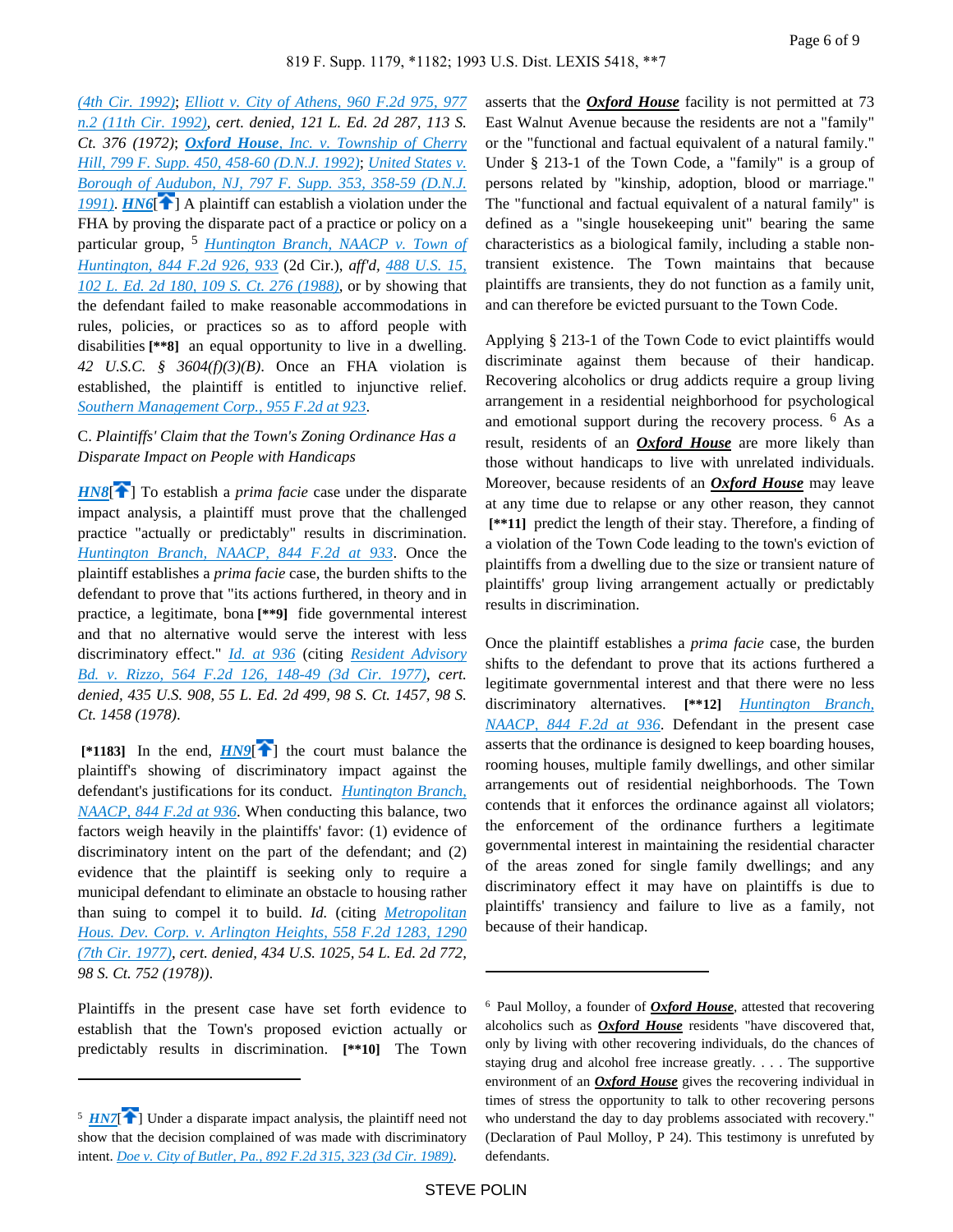(4th Cir. 1992); Elliott v. City of Athens, 960 F.2d 975, 977 n.2 (11th Cir. 1992), *cert. denied*, 121 L. Ed. 2d 287, 113 S. Ct. 376 (1972); ***Oxford House***, Inc. v. Township of Cherry Hill, 799 F. Supp. 450, 458-60 (D.N.J. 1992); United States v. Borough of Audubon, NJ, 797 F. Supp. 353, 358-59 (D.N.J. 1991). ***HN6***[] A plaintiff can establish a violation under the FHA by proving the disparate pact of a practice or policy on a particular group, [5] Huntington Branch, NAACP v. Town of Huntington, 844 F.2d 926, 933 (2d Cir.), *aff'd*, 488 U.S. 15, 102 L. Ed. 2d 180, 109 S. Ct. 276 (1988), or by showing that the defendant failed to make reasonable accommodations in rules, policies, or practices so as to afford people with disabilities **[\*\*8]** an equal opportunity to live in a dwelling. *42 U.S.C. § 3604(f)(3)(B)*. Once an FHA violation is established, the plaintiff is entitled to injunctive relief. Southern Management Corp., 955 F.2d at 923.

C. *Plaintiffs' Claim that the Town's Zoning Ordinance Has a Disparate Impact on People with Handicaps*

***HN8***[] To establish a *prima facie* case under the disparate impact analysis, a plaintiff must prove that the challenged practice "actually or predictably" results in discrimination. Huntington Branch, NAACP, 844 F.2d at 933. Once the plaintiff establishes a *prima facie* case, the burden shifts to the defendant to prove that "its actions furthered, in theory and in practice, a legitimate, bona **[\*\*9]** fide governmental interest and that no alternative would serve the interest with less discriminatory effect." Id. at 936 (citing Resident Advisory Bd. v. Rizzo, 564 F.2d 126, 148-49 (3d Cir. 1977), *cert. denied, 435 U.S. 908, 55 L. Ed. 2d 499, 98 S. Ct. 1457, 98 S. Ct. 1458 (1978)*.

**[\*1183]** In the end, ***HN9***[] the court must balance the plaintiff's showing of discriminatory impact against the defendant's justifications for its conduct. Huntington Branch, NAACP, 844 F.2d at 936. When conducting this balance, two factors weigh heavily in the plaintiffs' favor: (1) evidence of discriminatory intent on the part of the defendant; and (2) evidence that the plaintiff is seeking only to require a municipal defendant to eliminate an obstacle to housing rather than suing to compel it to build. *Id.* (citing Metropolitan Hous. Dev. Corp. v. Arlington Heights, 558 F.2d 1283, 1290 (7th Cir. 1977), *cert. denied, 434 U.S. 1025, 54 L. Ed. 2d 772, 98 S. Ct. 752 (1978))*.

Plaintiffs in the present case have set forth evidence to establish that the Town's proposed eviction actually or predictably results in discrimination. **[\*\*10]** The Town asserts that the ***Oxford House*** facility is not permitted at 73 East Walnut Avenue because the residents are not a "family" or the "functional and factual equivalent of a natural family." Under § 213-1 of the Town Code, a "family" is a group of persons related by "kinship, adoption, blood or marriage." The "functional and factual equivalent of a natural family" is defined as a "single housekeeping unit" bearing the same characteristics as a biological family, including a stable non-transient existence. The Town maintains that because plaintiffs are transients, they do not function as a family unit, and can therefore be evicted pursuant to the Town Code.

Applying § 213-1 of the Town Code to evict plaintiffs would discriminate against them because of their handicap. Recovering alcoholics or drug addicts require a group living arrangement in a residential neighborhood for psychological and emotional support during the recovery process. [6] As a result, residents of an ***Oxford House*** are more likely than those without handicaps to live with unrelated individuals. Moreover, because residents of an ***Oxford House*** may leave at any time due to relapse or any other reason, they cannot **[\*\*11]** predict the length of their stay. Therefore, a finding of a violation of the Town Code leading to the town's eviction of plaintiffs from a dwelling due to the size or transient nature of plaintiffs' group living arrangement actually or predictably results in discrimination.

Once the plaintiff establishes a *prima facie* case, the burden shifts to the defendant to prove that its actions furthered a legitimate governmental interest and that there were no less discriminatory alternatives. **[\*\*12]** Huntington Branch, NAACP, 844 F.2d at 936. Defendant in the present case asserts that the ordinance is designed to keep boarding houses, rooming houses, multiple family dwellings, and other similar arrangements out of residential neighborhoods. The Town contends that it enforces the ordinance against all violators; the enforcement of the ordinance furthers a legitimate governmental interest in maintaining the residential character of the areas zoned for single family dwellings; and any discriminatory effect it may have on plaintiffs is due to plaintiffs' transiency and failure to live as a family, not because of their handicap.

---

[5] ***HN7***[] Under a disparate impact analysis, the plaintiff need not show that the decision complained of was made with discriminatory intent. *Doe v. City of Butler, Pa., 892 F.2d 315, 323 (3d Cir. 1989)*.

[6] Paul Molloy, a founder of ***Oxford House***, attested that recovering alcoholics such as ***Oxford House*** residents "have discovered that, only by living with other recovering individuals, do the chances of staying drug and alcohol free increase greatly. . . . The supportive environment of an ***Oxford House*** gives the recovering individual in times of stress the opportunity to talk to other recovering persons who understand the day to day problems associated with recovery." (Declaration of Paul Molloy, P 24). This testimony is unrefuted by defendants.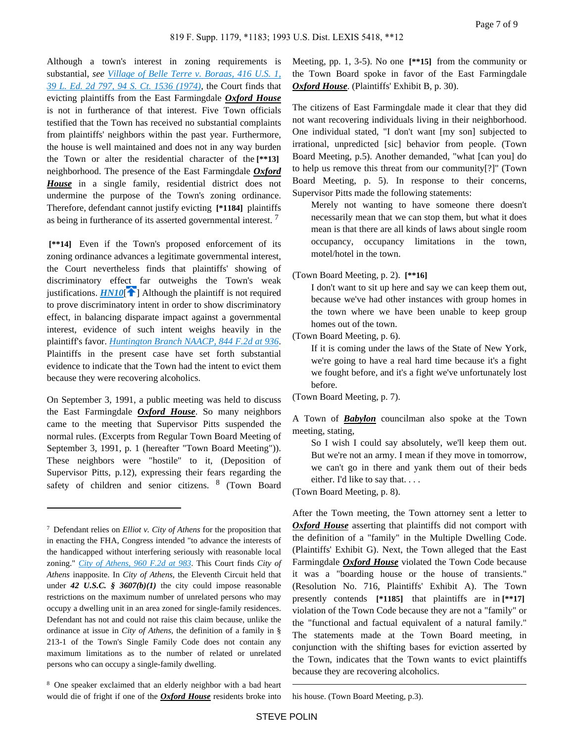Although a town's interest in zoning requirements is substantial, *see* *Village of Belle Terre v. Boraas, 416 U.S. 1, 39 L. Ed. 2d 797, 94 S. Ct. 1536 (1974)*, the Court finds that evicting plaintiffs from the East Farmingdale ***Oxford House*** is not in furtherance of that interest. Five Town officials testified that the Town has received no substantial complaints from plaintiffs' neighbors within the past year. Furthermore, the house is well maintained and does not in any way burden the Town or alter the residential character of the **[\*\*13]** neighborhood. The presence of the East Farmingdale ***Oxford House*** in a single family, residential district does not undermine the purpose of the Town's zoning ordinance. Therefore, defendant cannot justify evicting **[\*1184]** plaintiffs as being in furtherance of its asserted governmental interest. [7]

**[\*\*14]** Even if the Town's proposed enforcement of its zoning ordinance advances a legitimate governmental interest, the Court nevertheless finds that plaintiffs' showing of discriminatory effect far outweighs the Town's weak justifications. ***HN10***[] Although the plaintiff is not required to prove discriminatory intent in order to show discriminatory effect, in balancing disparate impact against a governmental interest, evidence of such intent weighs heavily in the plaintiff's favor. *Huntington Branch NAACP, 844 F.2d at 936*. Plaintiffs in the present case have set forth substantial evidence to indicate that the Town had the intent to evict them because they were recovering alcoholics.

On September 3, 1991, a public meeting was held to discuss the East Farmingdale ***Oxford House***. So many neighbors came to the meeting that Supervisor Pitts suspended the normal rules. (Excerpts from Regular Town Board Meeting of September 3, 1991, p. 1 (hereafter "Town Board Meeting")). These neighbors were "hostile" to it, (Deposition of Supervisor Pitts, p.12), expressing their fears regarding the safety of children and senior citizens. [8] (Town Board Meeting, pp. 1, 3-5). No one **[\*\*15]** from the community or the Town Board spoke in favor of the East Farmingdale ***Oxford House***. (Plaintiffs' Exhibit B, p. 30).

The citizens of East Farmingdale made it clear that they did not want recovering individuals living in their neighborhood. One individual stated, "I don't want [my son] subjected to irrational, unpredicted [sic] behavior from people. (Town Board Meeting, p.5). Another demanded, "what [can you] do to help us remove this threat from our community[?]" (Town Board Meeting, p. 5). In response to their concerns, Supervisor Pitts made the following statements:

> Merely not wanting to have someone there doesn't necessarily mean that we can stop them, but what it does mean is that there are all kinds of laws about single room occupancy, occupancy limitations in the town, motel/hotel in the town.

(Town Board Meeting, p. 2). **[\*\*16]**

> I don't want to sit up here and say we can keep them out, because we've had other instances with group homes in the town where we have been unable to keep group homes out of the town.

(Town Board Meeting, p. 6).

> If it is coming under the laws of the State of New York, we're going to have a real hard time because it's a fight we fought before, and it's a fight we've unfortunately lost before.

(Town Board Meeting, p. 7).

A Town of ***Babylon*** councilman also spoke at the Town meeting, stating,

> So I wish I could say absolutely, we'll keep them out. But we're not an army. I mean if they move in tomorrow, we can't go in there and yank them out of their beds either. I'd like to say that. . . .

(Town Board Meeting, p. 8).

After the Town meeting, the Town attorney sent a letter to ***Oxford House*** asserting that plaintiffs did not comport with the definition of a "family" in the Multiple Dwelling Code. (Plaintiffs' Exhibit G). Next, the Town alleged that the East Farmingdale ***Oxford House*** violated the Town Code because it was a "boarding house or the house of transients." (Resolution No. 716, Plaintiffs' Exhibit A). The Town presently contends **[\*1185]** that plaintiffs are in **[\*\*17]** violation of the Town Code because they are not a "family" or the "functional and factual equivalent of a natural family." The statements made at the Town Board meeting, in conjunction with the shifting bases for eviction asserted by the Town, indicates that the Town wants to evict plaintiffs because they are recovering alcoholics.

---

[7] Defendant relies on *Elliot v. City of Athens* for the proposition that in enacting the FHA, Congress intended "to advance the interests of the handicapped without interfering seriously with reasonable local zoning." *City of Athens, 960 F.2d at 983*. This Court finds *City of Athens* inapposite. In *City of Athens,* the Eleventh Circuit held that under ***42 U.S.C. § 3607(b)(1)*** the city could impose reasonable restrictions on the maximum number of unrelated persons who may occupy a dwelling unit in an area zoned for single-family residences. Defendant has not and could not raise this claim because, unlike the ordinance at issue in *City of Athens*, the definition of a family in § 213-1 of the Town's Single Family Code does not contain any maximum limitations as to the number of related or unrelated persons who can occupy a single-family dwelling.

[8] One speaker exclaimed that an elderly neighbor with a bad heart would die of fright if one of the ***Oxford House*** residents broke into his house. (Town Board Meeting, p.3).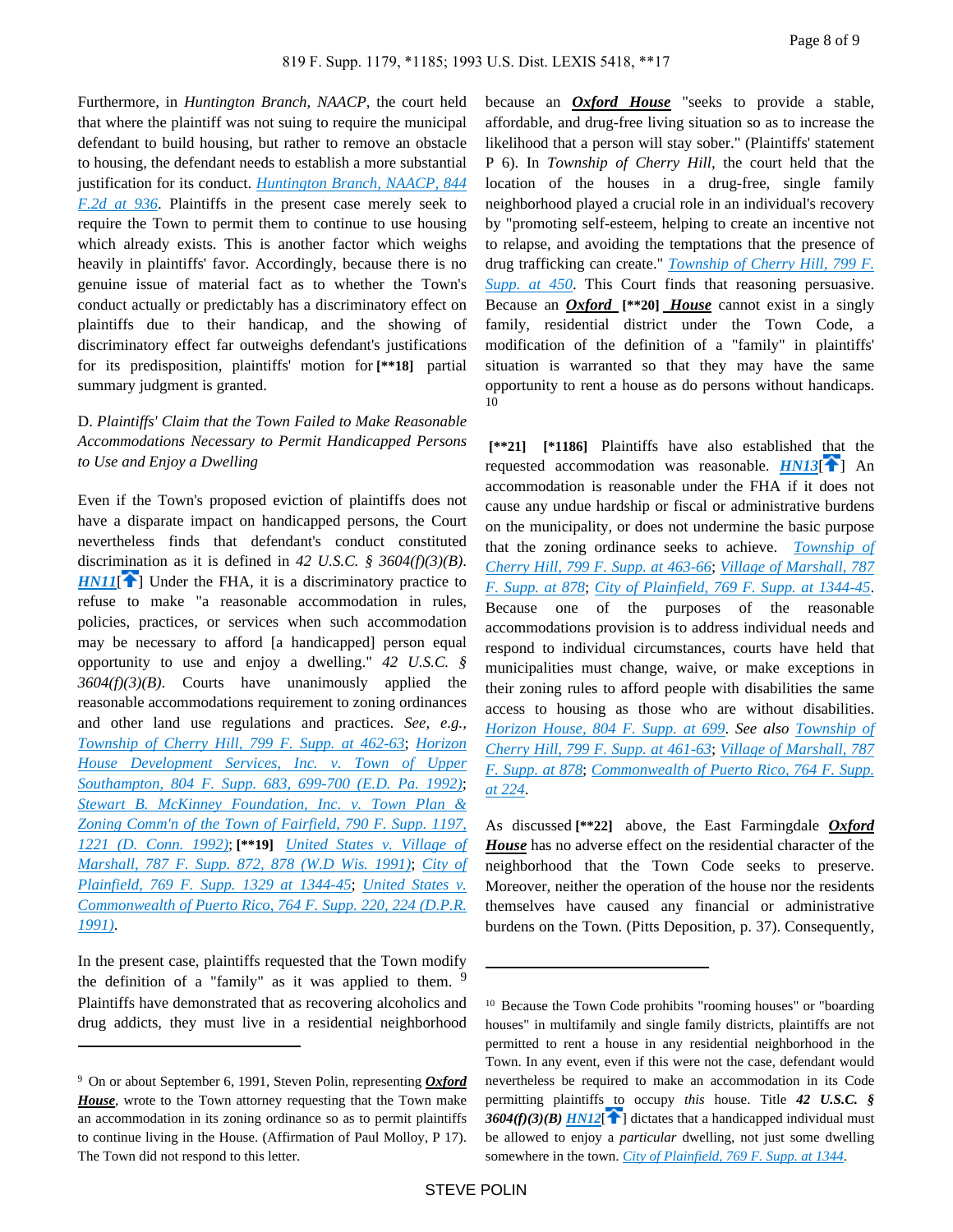Furthermore, in *Huntington Branch, NAACP*, the court held that where the plaintiff was not suing to require the municipal defendant to build housing, but rather to remove an obstacle to housing, the defendant needs to establish a more substantial justification for its conduct. *Huntington Branch, NAACP, 844 F.2d at 936*. Plaintiffs in the present case merely seek to require the Town to permit them to continue to use housing which already exists. This is another factor which weighs heavily in plaintiffs' favor. Accordingly, because there is no genuine issue of material fact as to whether the Town's conduct actually or predictably has a discriminatory effect on plaintiffs due to their handicap, and the showing of discriminatory effect far outweighs defendant's justifications for its predisposition, plaintiffs' motion for **[\*\*18]** partial summary judgment is granted.

D. *Plaintiffs' Claim that the Town Failed to Make Reasonable Accommodations Necessary to Permit Handicapped Persons to Use and Enjoy a Dwelling*

Even if the Town's proposed eviction of plaintiffs does not have a disparate impact on handicapped persons, the Court nevertheless finds that defendant's conduct constituted discrimination as it is defined in *42 U.S.C. § 3604(f)(3)(B)*. ***HN11*** Under the FHA, it is a discriminatory practice to refuse to make "a reasonable accommodation in rules, policies, practices, or services when such accommodation may be necessary to afford [a handicapped] person equal opportunity to use and enjoy a dwelling." *42 U.S.C. § 3604(f)(3)(B)*. Courts have unanimously applied the reasonable accommodations requirement to zoning ordinances and other land use regulations and practices. *See, e.g., Township of Cherry Hill, 799 F. Supp. at 462-63*; *Horizon House Development Services, Inc. v. Town of Upper Southampton, 804 F. Supp. 683, 699-700 (E.D. Pa. 1992)*; *Stewart B. McKinney Foundation, Inc. v. Town Plan & Zoning Comm'n of the Town of Fairfield, 790 F. Supp. 1197, 1221 (D. Conn. 1992)*; **[\*\*19]** *United States v. Village of Marshall, 787 F. Supp. 872, 878 (W.D Wis. 1991)*; *City of Plainfield, 769 F. Supp. 1329 at 1344-45*; *United States v. Commonwealth of Puerto Rico, 764 F. Supp. 220, 224 (D.P.R. 1991)*.

In the present case, plaintiffs requested that the Town modify the definition of a "family" as it was applied to them. [9] Plaintiffs have demonstrated that as recovering alcoholics and drug addicts, they must live in a residential neighborhood because an ***Oxford House*** "seeks to provide a stable, affordable, and drug-free living situation so as to increase the likelihood that a person will stay sober." (Plaintiffs' statement P 6). In *Township of Cherry Hill*, the court held that the location of the houses in a drug-free, single family neighborhood played a crucial role in an individual's recovery by "promoting self-esteem, helping to create an incentive not to relapse, and avoiding the temptations that the presence of drug trafficking can create." *Township of Cherry Hill, 799 F. Supp. at 450*. This Court finds that reasoning persuasive. Because an ***Oxford*** **[\*\*20]** ***House*** cannot exist in a singly family, residential district under the Town Code, a modification of the definition of a "family" in plaintiffs' situation is warranted so that they may have the same opportunity to rent a house as do persons without handicaps. [10]

**[\*\*21]** **[\*1186]** Plaintiffs have also established that the requested accommodation was reasonable. ***HN13*** An accommodation is reasonable under the FHA if it does not cause any undue hardship or fiscal or administrative burdens on the municipality, or does not undermine the basic purpose that the zoning ordinance seeks to achieve. *Township of Cherry Hill, 799 F. Supp. at 463-66*; *Village of Marshall, 787 F. Supp. at 878*; *City of Plainfield, 769 F. Supp. at 1344-45*. Because one of the purposes of the reasonable accommodations provision is to address individual needs and respond to individual circumstances, courts have held that municipalities must change, waive, or make exceptions in their zoning rules to afford people with disabilities the same access to housing as those who are without disabilities. *Horizon House, 804 F. Supp. at 699*. *See also Township of Cherry Hill, 799 F. Supp. at 461-63*; *Village of Marshall, 787 F. Supp. at 878*; *Commonwealth of Puerto Rico, 764 F. Supp. at 224*.

As discussed **[\*\*22]** above, the East Farmingdale ***Oxford House*** has no adverse effect on the residential character of the neighborhood that the Town Code seeks to preserve. Moreover, neither the operation of the house nor the residents themselves have caused any financial or administrative burdens on the Town. (Pitts Deposition, p. 37). Consequently,

---

[9] On or about September 6, 1991, Steven Polin, representing ***Oxford House***, wrote to the Town attorney requesting that the Town make an accommodation in its zoning ordinance so as to permit plaintiffs to continue living in the House. (Affirmation of Paul Molloy, P 17). The Town did not respond to this letter.

[10] Because the Town Code prohibits "rooming houses" or "boarding houses" in multifamily and single family districts, plaintiffs are not permitted to rent a house in any residential neighborhood in the Town. In any event, even if this were not the case, defendant would nevertheless be required to make an accommodation in its Code permitting plaintiffs to occupy *this* house. Title ***42 U.S.C. § 3604(f)(3)(B)*** ***HN12*** dictates that a handicapped individual must be allowed to enjoy a *particular* dwelling, not just some dwelling somewhere in the town. *City of Plainfield, 769 F. Supp. at 1344*.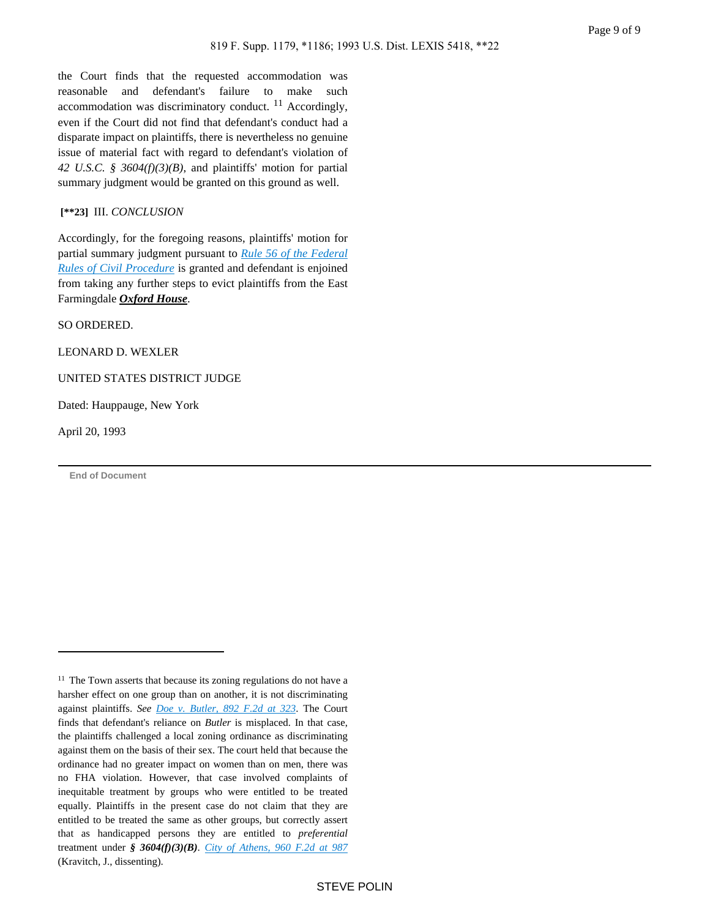the Court finds that the requested accommodation was reasonable and defendant's failure to make such accommodation was discriminatory conduct. [11] Accordingly, even if the Court did not find that defendant's conduct had a disparate impact on plaintiffs, there is nevertheless no genuine issue of material fact with regard to defendant's violation of *42 U.S.C. § 3604(f)(3)(B)*, and plaintiffs' motion for partial summary judgment would be granted on this ground as well.

**[**23]** III. *CONCLUSION*

Accordingly, for the foregoing reasons, plaintiffs' motion for partial summary judgment pursuant to *Rule 56 of the Federal Rules of Civil Procedure* is granted and defendant is enjoined from taking any further steps to evict plaintiffs from the East Farmingdale ***Oxford House***.

SO ORDERED.

LEONARD D. WEXLER

UNITED STATES DISTRICT JUDGE

Dated: Hauppauge, New York

April 20, 1993

---

End of Document

---

[11] The Town asserts that because its zoning regulations do not have a harsher effect on one group than on another, it is not discriminating against plaintiffs. *See* *Doe v. Butler, 892 F.2d at 323*. The Court finds that defendant's reliance on *Butler* is misplaced. In that case, the plaintiffs challenged a local zoning ordinance as discriminating against them on the basis of their sex. The court held that because the ordinance had no greater impact on women than on men, there was no FHA violation. However, that case involved complaints of inequitable treatment by groups who were entitled to be treated equally. Plaintiffs in the present case do not claim that they are entitled to be treated the same as other groups, but correctly assert that as handicapped persons they are entitled to *preferential* treatment under ***§ 3604(f)(3)(B)***. *City of Athens, 960 F.2d at 987* (Kravitch, J., dissenting).